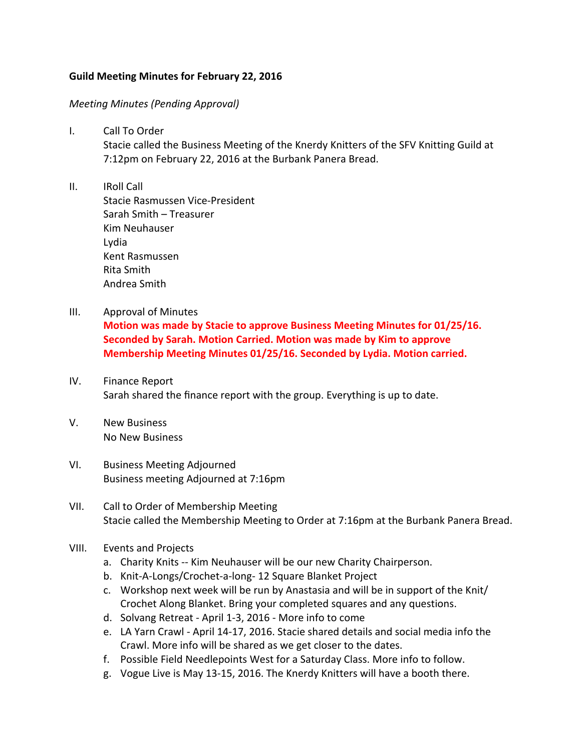**Guild Meeting Minutes for February 22, 2016**

*Meeting Minutes (Pending Approval)*

I. Call To Order
Stacie called the Business Meeting of the Knerdy Knitters of the SFV Knitting Guild at 7:12pm on February 22, 2016 at the Burbank Panera Bread.

II. IRoll Call
Stacie Rasmussen Vice-President
Sarah Smith – Treasurer
Kim Neuhauser
Lydia
Kent Rasmussen
Rita Smith
Andrea Smith

III. Approval of Minutes
**Motion was made by Stacie to approve Business Meeting Minutes for 01/25/16. Seconded by Sarah. Motion Carried. Motion was made by Kim to approve Membership Meeting Minutes 01/25/16. Seconded by Lydia. Motion carried.**

IV. Finance Report
Sarah shared the finance report with the group. Everything is up to date.

V. New Business
No New Business

VI. Business Meeting Adjourned
Business meeting Adjourned at 7:16pm

VII. Call to Order of Membership Meeting
Stacie called the Membership Meeting to Order at 7:16pm at the Burbank Panera Bread.

VIII. Events and Projects
a. Charity Knits -- Kim Neuhauser will be our new Charity Chairperson.
b. Knit-A-Longs/Crochet-a-long- 12 Square Blanket Project
c. Workshop next week will be run by Anastasia and will be in support of the Knit/Crochet Along Blanket. Bring your completed squares and any questions.
d. Solvang Retreat - April 1-3, 2016 - More info to come
e. LA Yarn Crawl - April 14-17, 2016. Stacie shared details and social media info the Crawl. More info will be shared as we get closer to the dates.
f. Possible Field Needlepoints West for a Saturday Class. More info to follow.
g. Vogue Live is May 13-15, 2016. The Knerdy Knitters will have a booth there.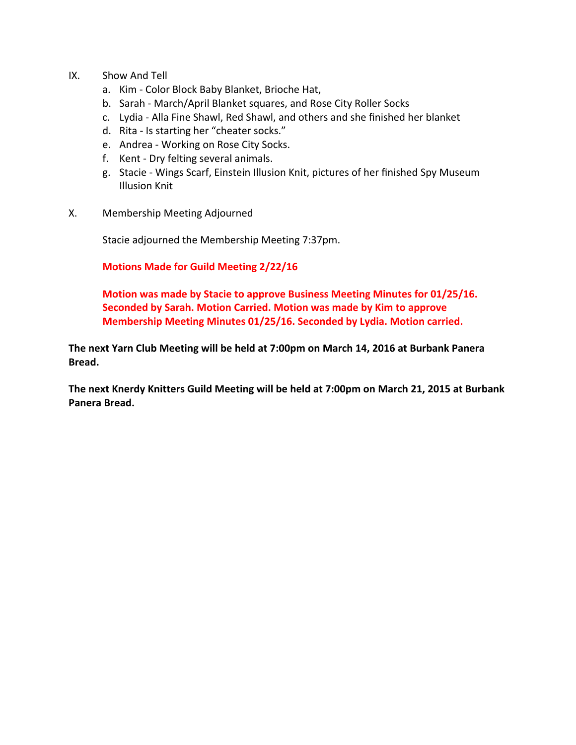IX. Show And Tell

a. Kim - Color Block Baby Blanket, Brioche Hat,
b. Sarah - March/April Blanket squares, and Rose City Roller Socks
c. Lydia - Alla Fine Shawl, Red Shawl, and others and she finished her blanket
d. Rita - Is starting her "cheater socks."
e. Andrea - Working on Rose City Socks.
f. Kent - Dry felting several animals.
g. Stacie - Wings Scarf, Einstein Illusion Knit, pictures of her finished Spy Museum Illusion Knit

X. Membership Meeting Adjourned

Stacie adjourned the Membership Meeting 7:37pm.

**Motions Made for Guild Meeting 2/22/16**

**Motion was made by Stacie to approve Business Meeting Minutes for 01/25/16. Seconded by Sarah. Motion Carried. Motion was made by Kim to approve Membership Meeting Minutes 01/25/16. Seconded by Lydia. Motion carried.**

**The next Yarn Club Meeting will be held at 7:00pm on March 14, 2016 at Burbank Panera Bread.**

**The next Knerdy Knitters Guild Meeting will be held at 7:00pm on March 21, 2015 at Burbank Panera Bread.**